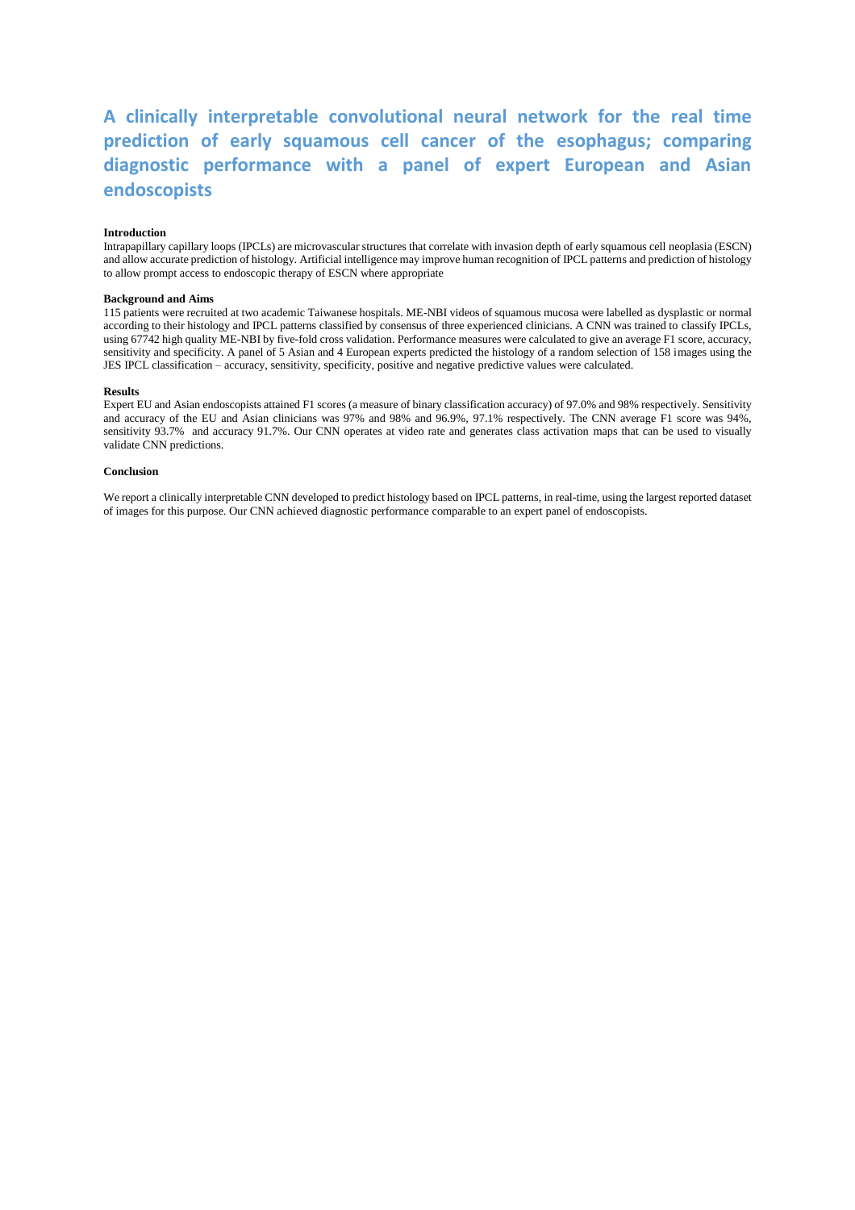# A clinically interpretable convolutional neural network for the real time prediction of early squamous cell cancer of the esophagus; comparing diagnostic performance with a panel of expert European and Asian endoscopists

**Introduction**

Intrapapillary capillary loops (IPCLs) are microvascular structures that correlate with invasion depth of early squamous cell neoplasia (ESCN) and allow accurate prediction of histology. Artificial intelligence may improve human recognition of IPCL patterns and prediction of histology to allow prompt access to endoscopic therapy of ESCN where appropriate

**Background and Aims**

115 patients were recruited at two academic Taiwanese hospitals. ME-NBI videos of squamous mucosa were labelled as dysplastic or normal according to their histology and IPCL patterns classified by consensus of three experienced clinicians. A CNN was trained to classify IPCLs, using 67742 high quality ME-NBI by five-fold cross validation. Performance measures were calculated to give an average F1 score, accuracy, sensitivity and specificity. A panel of 5 Asian and 4 European experts predicted the histology of a random selection of 158 images using the JES IPCL classification – accuracy, sensitivity, specificity, positive and negative predictive values were calculated.

**Results**

Expert EU and Asian endoscopists attained F1 scores (a measure of binary classification accuracy) of 97.0% and 98% respectively. Sensitivity and accuracy of the EU and Asian clinicians was 97% and 98% and 96.9%, 97.1% respectively. The CNN average F1 score was 94%, sensitivity 93.7% and accuracy 91.7%. Our CNN operates at video rate and generates class activation maps that can be used to visually validate CNN predictions.

**Conclusion**

We report a clinically interpretable CNN developed to predict histology based on IPCL patterns, in real-time, using the largest reported dataset of images for this purpose. Our CNN achieved diagnostic performance comparable to an expert panel of endoscopists.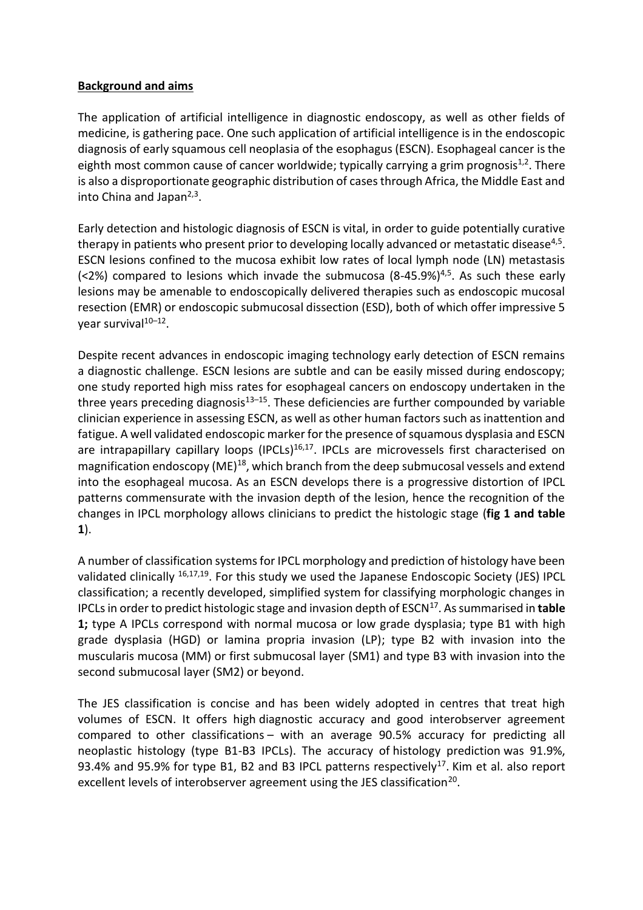**Background and aims**

The application of artificial intelligence in diagnostic endoscopy, as well as other fields of medicine, is gathering pace. One such application of artificial intelligence is in the endoscopic diagnosis of early squamous cell neoplasia of the esophagus (ESCN). Esophageal cancer is the eighth most common cause of cancer worldwide; typically carrying a grim prognosis[1,2]. There is also a disproportionate geographic distribution of cases through Africa, the Middle East and into China and Japan[2,3].

Early detection and histologic diagnosis of ESCN is vital, in order to guide potentially curative therapy in patients who present prior to developing locally advanced or metastatic disease[4,5]. ESCN lesions confined to the mucosa exhibit low rates of local lymph node (LN) metastasis (<2%) compared to lesions which invade the submucosa (8-45.9%)[4,5]. As such these early lesions may be amenable to endoscopically delivered therapies such as endoscopic mucosal resection (EMR) or endoscopic submucosal dissection (ESD), both of which offer impressive 5 year survival[10–12].

Despite recent advances in endoscopic imaging technology early detection of ESCN remains a diagnostic challenge. ESCN lesions are subtle and can be easily missed during endoscopy; one study reported high miss rates for esophageal cancers on endoscopy undertaken in the three years preceding diagnosis[13–15]. These deficiencies are further compounded by variable clinician experience in assessing ESCN, as well as other human factors such as inattention and fatigue. A well validated endoscopic marker for the presence of squamous dysplasia and ESCN are intrapapillary capillary loops (IPCLs)[16,17]. IPCLs are microvessels first characterised on magnification endoscopy (ME)[18], which branch from the deep submucosal vessels and extend into the esophageal mucosa. As an ESCN develops there is a progressive distortion of IPCL patterns commensurate with the invasion depth of the lesion, hence the recognition of the changes in IPCL morphology allows clinicians to predict the histologic stage (**fig 1 and table 1**).

A number of classification systems for IPCL morphology and prediction of histology have been validated clinically [16,17,19]. For this study we used the Japanese Endoscopic Society (JES) IPCL classification; a recently developed, simplified system for classifying morphologic changes in IPCLs in order to predict histologic stage and invasion depth of ESCN[17]. As summarised in **table 1;** type A IPCLs correspond with normal mucosa or low grade dysplasia; type B1 with high grade dysplasia (HGD) or lamina propria invasion (LP); type B2 with invasion into the muscularis mucosa (MM) or first submucosal layer (SM1) and type B3 with invasion into the second submucosal layer (SM2) or beyond.

The JES classification is concise and has been widely adopted in centres that treat high volumes of ESCN. It offers high diagnostic accuracy and good interobserver agreement compared to other classifications – with an average 90.5% accuracy for predicting all neoplastic histology (type B1-B3 IPCLs). The accuracy of histology prediction was 91.9%, 93.4% and 95.9% for type B1, B2 and B3 IPCL patterns respectively[17]. Kim et al. also report excellent levels of interobserver agreement using the JES classification[20].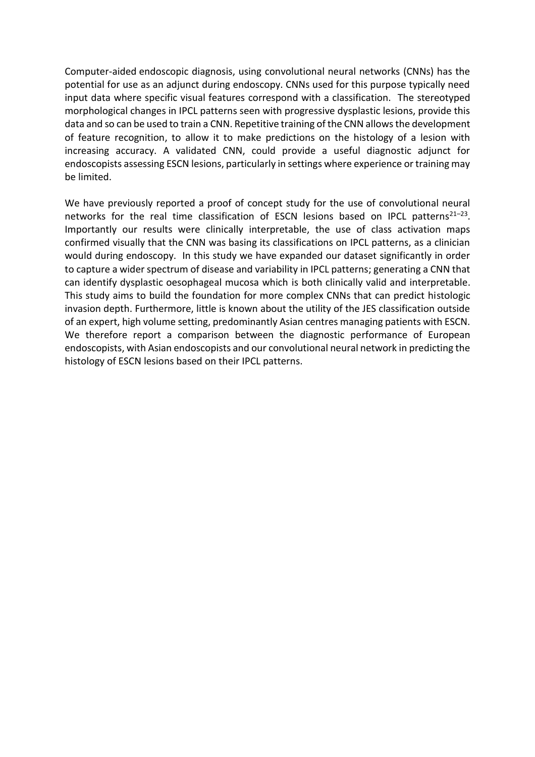Computer-aided endoscopic diagnosis, using convolutional neural networks (CNNs) has the potential for use as an adjunct during endoscopy. CNNs used for this purpose typically need input data where specific visual features correspond with a classification. The stereotyped morphological changes in IPCL patterns seen with progressive dysplastic lesions, provide this data and so can be used to train a CNN. Repetitive training of the CNN allows the development of feature recognition, to allow it to make predictions on the histology of a lesion with increasing accuracy. A validated CNN, could provide a useful diagnostic adjunct for endoscopists assessing ESCN lesions, particularly in settings where experience or training may be limited.

We have previously reported a proof of concept study for the use of convolutional neural networks for the real time classification of ESCN lesions based on IPCL patterns[21–23]. Importantly our results were clinically interpretable, the use of class activation maps confirmed visually that the CNN was basing its classifications on IPCL patterns, as a clinician would during endoscopy. In this study we have expanded our dataset significantly in order to capture a wider spectrum of disease and variability in IPCL patterns; generating a CNN that can identify dysplastic oesophageal mucosa which is both clinically valid and interpretable. This study aims to build the foundation for more complex CNNs that can predict histologic invasion depth. Furthermore, little is known about the utility of the JES classification outside of an expert, high volume setting, predominantly Asian centres managing patients with ESCN. We therefore report a comparison between the diagnostic performance of European endoscopists, with Asian endoscopists and our convolutional neural network in predicting the histology of ESCN lesions based on their IPCL patterns.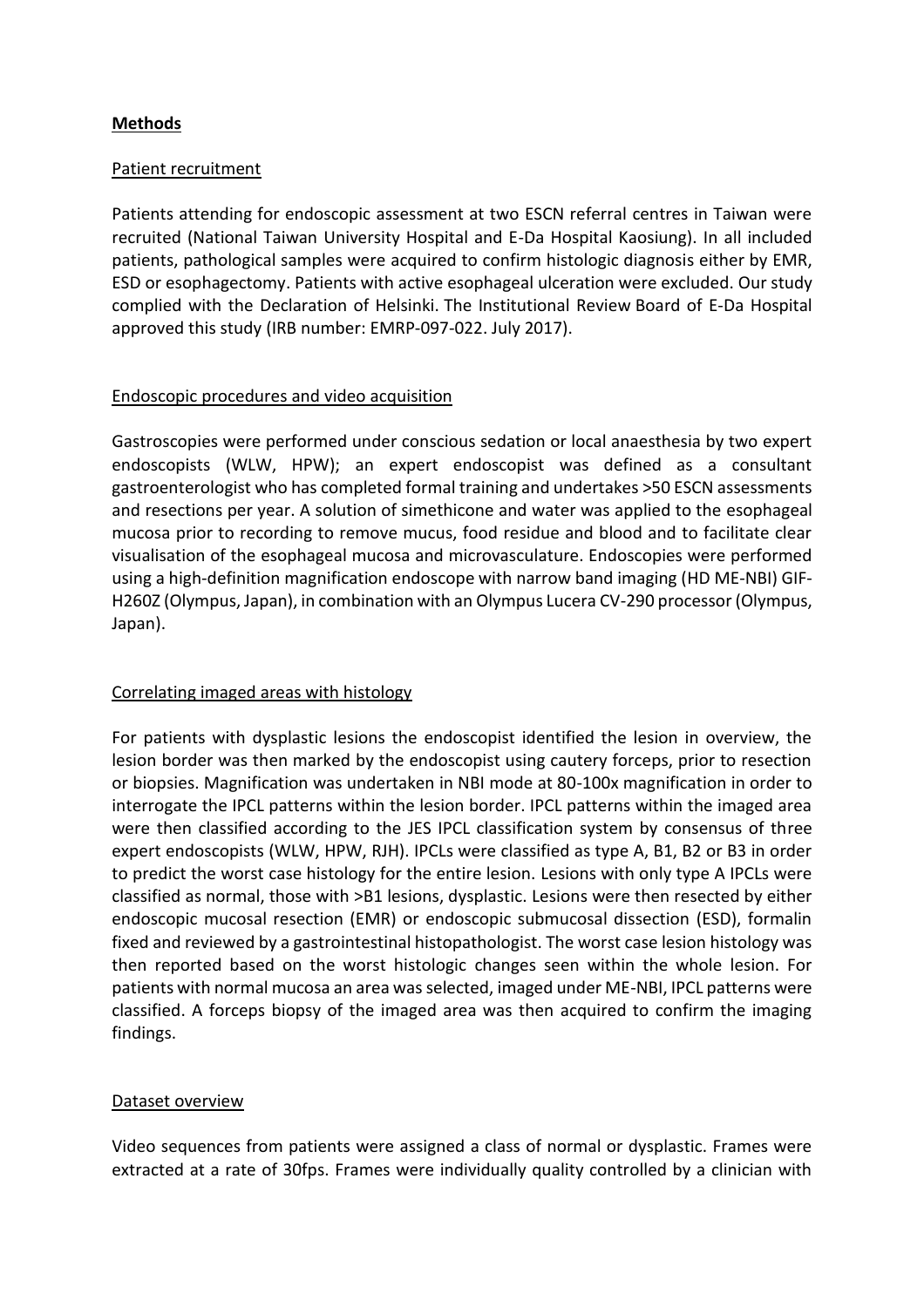## **Methods**

### Patient recruitment

Patients attending for endoscopic assessment at two ESCN referral centres in Taiwan were recruited (National Taiwan University Hospital and E-Da Hospital Kaosiung). In all included patients, pathological samples were acquired to confirm histologic diagnosis either by EMR, ESD or esophagectomy. Patients with active esophageal ulceration were excluded. Our study complied with the Declaration of Helsinki. The Institutional Review Board of E-Da Hospital approved this study (IRB number: EMRP-097-022. July 2017).

### Endoscopic procedures and video acquisition

Gastroscopies were performed under conscious sedation or local anaesthesia by two expert endoscopists (WLW, HPW); an expert endoscopist was defined as a consultant gastroenterologist who has completed formal training and undertakes >50 ESCN assessments and resections per year. A solution of simethicone and water was applied to the esophageal mucosa prior to recording to remove mucus, food residue and blood and to facilitate clear visualisation of the esophageal mucosa and microvasculature. Endoscopies were performed using a high-definition magnification endoscope with narrow band imaging (HD ME-NBI) GIF-H260Z (Olympus, Japan), in combination with an Olympus Lucera CV-290 processor (Olympus, Japan).

### Correlating imaged areas with histology

For patients with dysplastic lesions the endoscopist identified the lesion in overview, the lesion border was then marked by the endoscopist using cautery forceps, prior to resection or biopsies. Magnification was undertaken in NBI mode at 80-100x magnification in order to interrogate the IPCL patterns within the lesion border. IPCL patterns within the imaged area were then classified according to the JES IPCL classification system by consensus of three expert endoscopists (WLW, HPW, RJH). IPCLs were classified as type A, B1, B2 or B3 in order to predict the worst case histology for the entire lesion. Lesions with only type A IPCLs were classified as normal, those with >B1 lesions, dysplastic. Lesions were then resected by either endoscopic mucosal resection (EMR) or endoscopic submucosal dissection (ESD), formalin fixed and reviewed by a gastrointestinal histopathologist. The worst case lesion histology was then reported based on the worst histologic changes seen within the whole lesion. For patients with normal mucosa an area was selected, imaged under ME-NBI, IPCL patterns were classified. A forceps biopsy of the imaged area was then acquired to confirm the imaging findings.

### Dataset overview

Video sequences from patients were assigned a class of normal or dysplastic. Frames were extracted at a rate of 30fps. Frames were individually quality controlled by a clinician with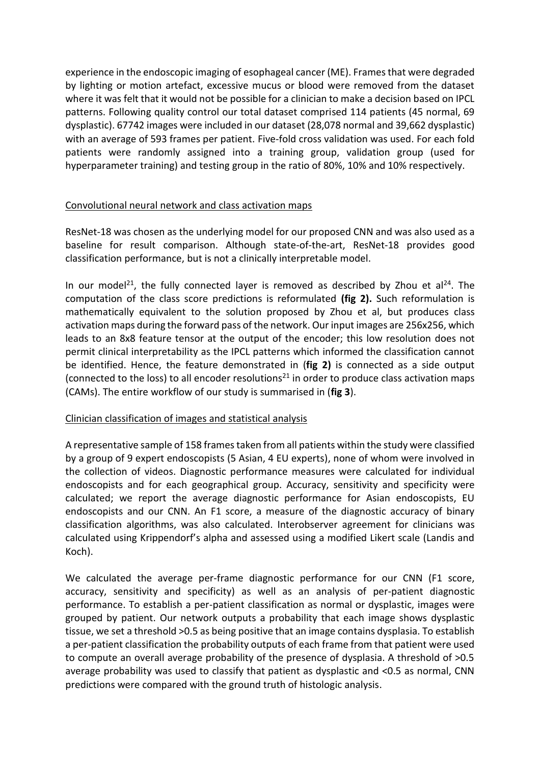experience in the endoscopic imaging of esophageal cancer (ME). Frames that were degraded by lighting or motion artefact, excessive mucus or blood were removed from the dataset where it was felt that it would not be possible for a clinician to make a decision based on IPCL patterns. Following quality control our total dataset comprised 114 patients (45 normal, 69 dysplastic). 67742 images were included in our dataset (28,078 normal and 39,662 dysplastic) with an average of 593 frames per patient. Five-fold cross validation was used. For each fold patients were randomly assigned into a training group, validation group (used for hyperparameter training) and testing group in the ratio of 80%, 10% and 10% respectively.

## Convolutional neural network and class activation maps

ResNet-18 was chosen as the underlying model for our proposed CNN and was also used as a baseline for result comparison. Although state-of-the-art, ResNet-18 provides good classification performance, but is not a clinically interpretable model.

In our model[21], the fully connected layer is removed as described by Zhou et al[24]. The computation of the class score predictions is reformulated **(fig 2).** Such reformulation is mathematically equivalent to the solution proposed by Zhou et al, but produces class activation maps during the forward pass of the network. Our input images are 256x256, which leads to an 8x8 feature tensor at the output of the encoder; this low resolution does not permit clinical interpretability as the IPCL patterns which informed the classification cannot be identified. Hence, the feature demonstrated in (**fig 2)** is connected as a side output (connected to the loss) to all encoder resolutions[21] in order to produce class activation maps (CAMs). The entire workflow of our study is summarised in (**fig 3**).

## Clinician classification of images and statistical analysis

A representative sample of 158 frames taken from all patients within the study were classified by a group of 9 expert endoscopists (5 Asian, 4 EU experts), none of whom were involved in the collection of videos. Diagnostic performance measures were calculated for individual endoscopists and for each geographical group. Accuracy, sensitivity and specificity were calculated; we report the average diagnostic performance for Asian endoscopists, EU endoscopists and our CNN. An F1 score, a measure of the diagnostic accuracy of binary classification algorithms, was also calculated. Interobserver agreement for clinicians was calculated using Krippendorf's alpha and assessed using a modified Likert scale (Landis and Koch).

We calculated the average per-frame diagnostic performance for our CNN (F1 score, accuracy, sensitivity and specificity) as well as an analysis of per-patient diagnostic performance. To establish a per-patient classification as normal or dysplastic, images were grouped by patient. Our network outputs a probability that each image shows dysplastic tissue, we set a threshold >0.5 as being positive that an image contains dysplasia. To establish a per-patient classification the probability outputs of each frame from that patient were used to compute an overall average probability of the presence of dysplasia. A threshold of >0.5 average probability was used to classify that patient as dysplastic and <0.5 as normal, CNN predictions were compared with the ground truth of histologic analysis.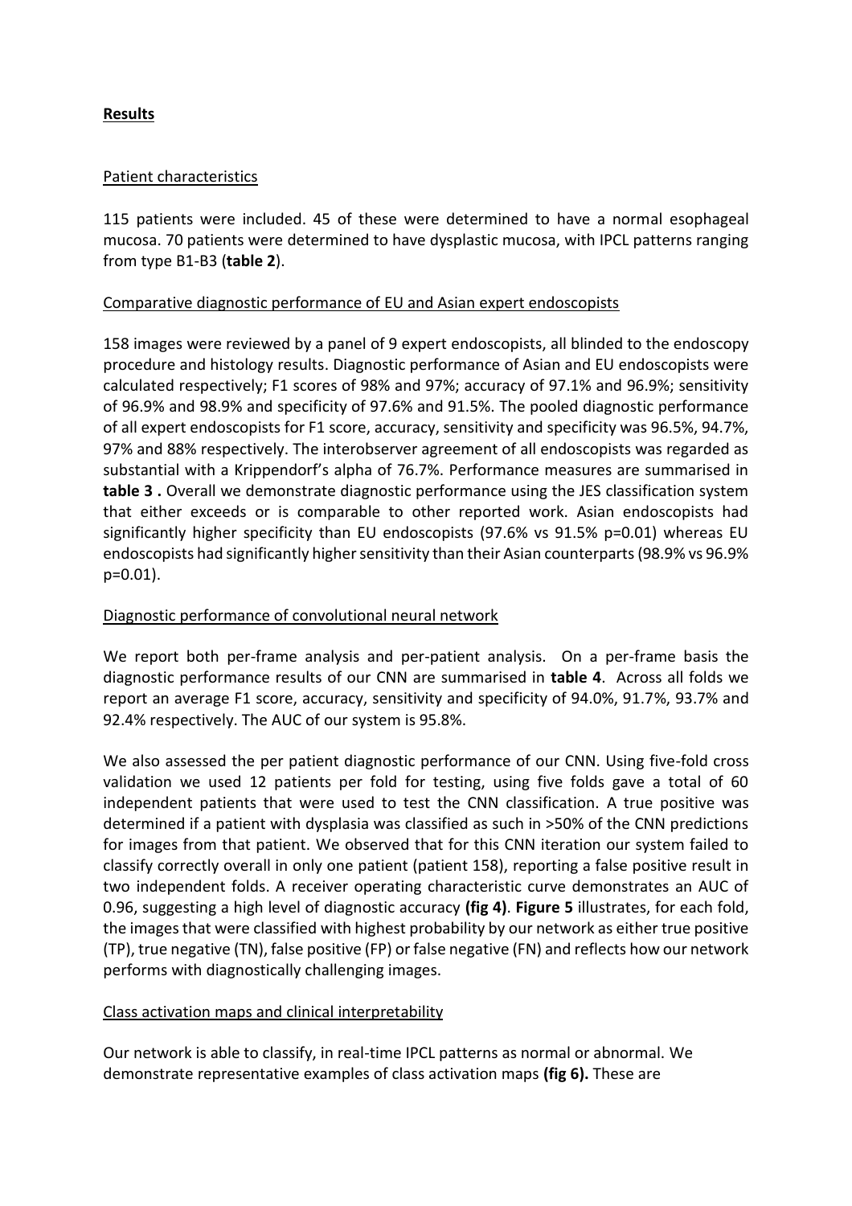## Results

### Patient characteristics

115 patients were included. 45 of these were determined to have a normal esophageal mucosa. 70 patients were determined to have dysplastic mucosa, with IPCL patterns ranging from type B1-B3 (**table 2**).

### Comparative diagnostic performance of EU and Asian expert endoscopists

158 images were reviewed by a panel of 9 expert endoscopists, all blinded to the endoscopy procedure and histology results. Diagnostic performance of Asian and EU endoscopists were calculated respectively; F1 scores of 98% and 97%; accuracy of 97.1% and 96.9%; sensitivity of 96.9% and 98.9% and specificity of 97.6% and 91.5%. The pooled diagnostic performance of all expert endoscopists for F1 score, accuracy, sensitivity and specificity was 96.5%, 94.7%, 97% and 88% respectively. The interobserver agreement of all endoscopists was regarded as substantial with a Krippendorf's alpha of 76.7%. Performance measures are summarised in **table 3 .** Overall we demonstrate diagnostic performance using the JES classification system that either exceeds or is comparable to other reported work. Asian endoscopists had significantly higher specificity than EU endoscopists (97.6% vs 91.5% $p=0.01$) whereas EU endoscopists had significantly higher sensitivity than their Asian counterparts (98.9% vs 96.9% $p=0.01$).

### Diagnostic performance of convolutional neural network

We report both per-frame analysis and per-patient analysis. On a per-frame basis the diagnostic performance results of our CNN are summarised in **table 4**. Across all folds we report an average F1 score, accuracy, sensitivity and specificity of 94.0%, 91.7%, 93.7% and 92.4% respectively. The AUC of our system is 95.8%.

We also assessed the per patient diagnostic performance of our CNN. Using five-fold cross validation we used 12 patients per fold for testing, using five folds gave a total of 60 independent patients that were used to test the CNN classification. A true positive was determined if a patient with dysplasia was classified as such in >50% of the CNN predictions for images from that patient. We observed that for this CNN iteration our system failed to classify correctly overall in only one patient (patient 158), reporting a false positive result in two independent folds. A receiver operating characteristic curve demonstrates an AUC of 0.96, suggesting a high level of diagnostic accuracy **(fig 4)**. **Figure 5** illustrates, for each fold, the images that were classified with highest probability by our network as either true positive (TP), true negative (TN), false positive (FP) or false negative (FN) and reflects how our network performs with diagnostically challenging images.

### Class activation maps and clinical interpretability

Our network is able to classify, in real-time IPCL patterns as normal or abnormal. We demonstrate representative examples of class activation maps **(fig 6).** These are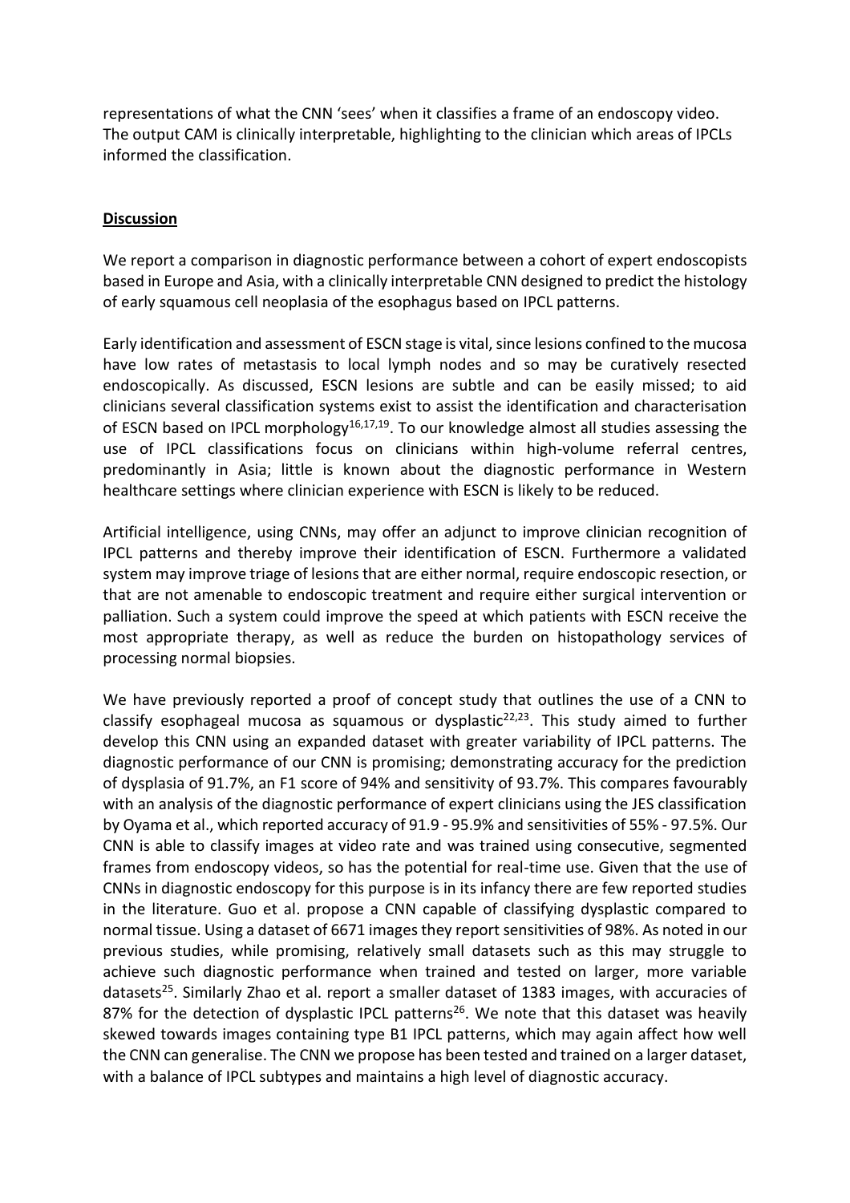representations of what the CNN 'sees' when it classifies a frame of an endoscopy video. The output CAM is clinically interpretable, highlighting to the clinician which areas of IPCLs informed the classification.

## Discussion

We report a comparison in diagnostic performance between a cohort of expert endoscopists based in Europe and Asia, with a clinically interpretable CNN designed to predict the histology of early squamous cell neoplasia of the esophagus based on IPCL patterns.

Early identification and assessment of ESCN stage is vital, since lesions confined to the mucosa have low rates of metastasis to local lymph nodes and so may be curatively resected endoscopically. As discussed, ESCN lesions are subtle and can be easily missed; to aid clinicians several classification systems exist to assist the identification and characterisation of ESCN based on IPCL morphology[16,17,19]. To our knowledge almost all studies assessing the use of IPCL classifications focus on clinicians within high-volume referral centres, predominantly in Asia; little is known about the diagnostic performance in Western healthcare settings where clinician experience with ESCN is likely to be reduced.

Artificial intelligence, using CNNs, may offer an adjunct to improve clinician recognition of IPCL patterns and thereby improve their identification of ESCN. Furthermore a validated system may improve triage of lesions that are either normal, require endoscopic resection, or that are not amenable to endoscopic treatment and require either surgical intervention or palliation. Such a system could improve the speed at which patients with ESCN receive the most appropriate therapy, as well as reduce the burden on histopathology services of processing normal biopsies.

We have previously reported a proof of concept study that outlines the use of a CNN to classify esophageal mucosa as squamous or dysplastic[22,23]. This study aimed to further develop this CNN using an expanded dataset with greater variability of IPCL patterns. The diagnostic performance of our CNN is promising; demonstrating accuracy for the prediction of dysplasia of 91.7%, an F1 score of 94% and sensitivity of 93.7%. This compares favourably with an analysis of the diagnostic performance of expert clinicians using the JES classification by Oyama et al., which reported accuracy of 91.9 - 95.9% and sensitivities of 55% - 97.5%. Our CNN is able to classify images at video rate and was trained using consecutive, segmented frames from endoscopy videos, so has the potential for real-time use. Given that the use of CNNs in diagnostic endoscopy for this purpose is in its infancy there are few reported studies in the literature. Guo et al. propose a CNN capable of classifying dysplastic compared to normal tissue. Using a dataset of 6671 images they report sensitivities of 98%. As noted in our previous studies, while promising, relatively small datasets such as this may struggle to achieve such diagnostic performance when trained and tested on larger, more variable datasets[25]. Similarly Zhao et al. report a smaller dataset of 1383 images, with accuracies of 87% for the detection of dysplastic IPCL patterns[26]. We note that this dataset was heavily skewed towards images containing type B1 IPCL patterns, which may again affect how well the CNN can generalise. The CNN we propose has been tested and trained on a larger dataset, with a balance of IPCL subtypes and maintains a high level of diagnostic accuracy.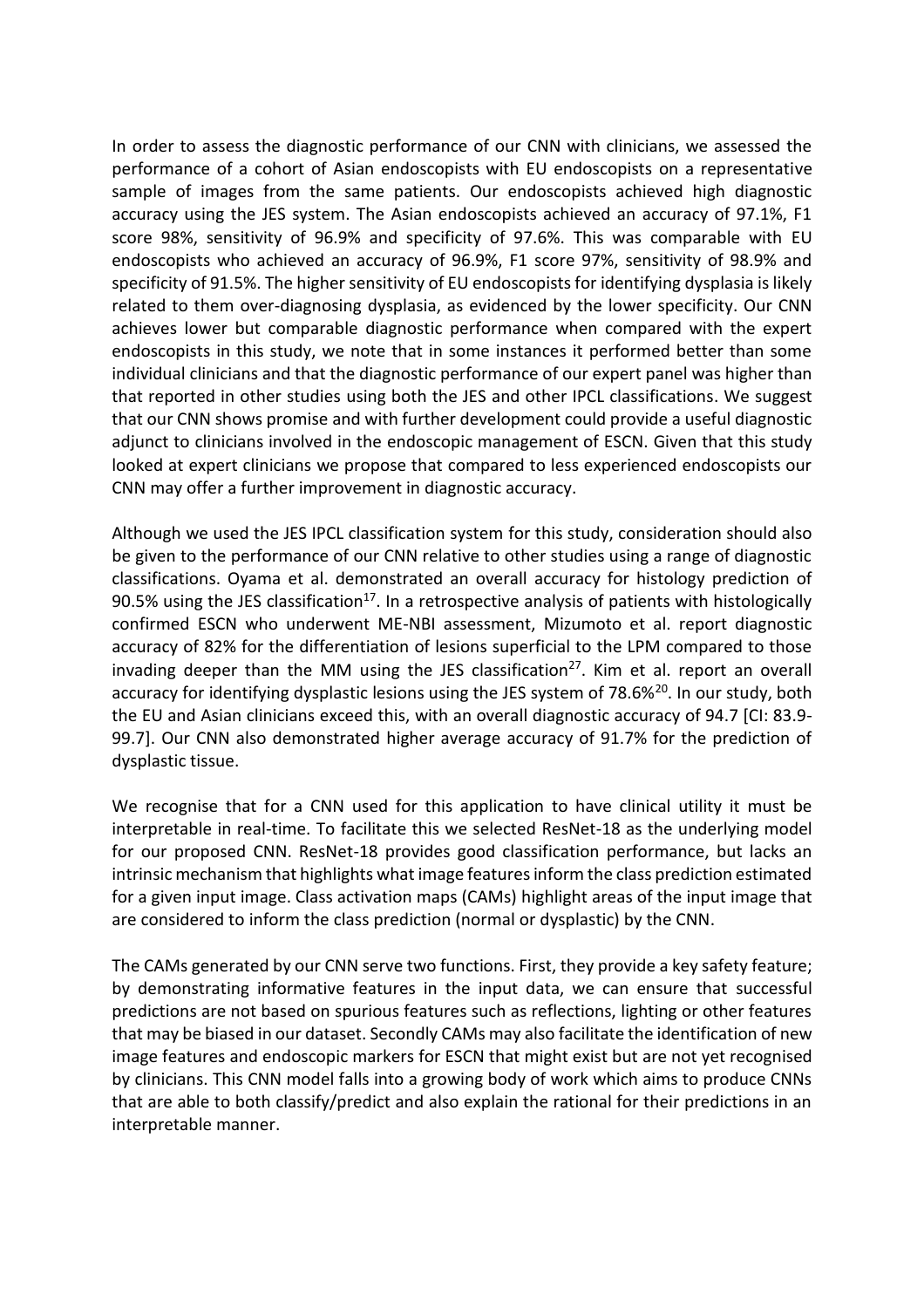In order to assess the diagnostic performance of our CNN with clinicians, we assessed the performance of a cohort of Asian endoscopists with EU endoscopists on a representative sample of images from the same patients. Our endoscopists achieved high diagnostic accuracy using the JES system. The Asian endoscopists achieved an accuracy of 97.1%, F1 score 98%, sensitivity of 96.9% and specificity of 97.6%. This was comparable with EU endoscopists who achieved an accuracy of 96.9%, F1 score 97%, sensitivity of 98.9% and specificity of 91.5%. The higher sensitivity of EU endoscopists for identifying dysplasia is likely related to them over-diagnosing dysplasia, as evidenced by the lower specificity. Our CNN achieves lower but comparable diagnostic performance when compared with the expert endoscopists in this study, we note that in some instances it performed better than some individual clinicians and that the diagnostic performance of our expert panel was higher than that reported in other studies using both the JES and other IPCL classifications. We suggest that our CNN shows promise and with further development could provide a useful diagnostic adjunct to clinicians involved in the endoscopic management of ESCN. Given that this study looked at expert clinicians we propose that compared to less experienced endoscopists our CNN may offer a further improvement in diagnostic accuracy.

Although we used the JES IPCL classification system for this study, consideration should also be given to the performance of our CNN relative to other studies using a range of diagnostic classifications. Oyama et al. demonstrated an overall accuracy for histology prediction of 90.5% using the JES classification[17]. In a retrospective analysis of patients with histologically confirmed ESCN who underwent ME-NBI assessment, Mizumoto et al. report diagnostic accuracy of 82% for the differentiation of lesions superficial to the LPM compared to those invading deeper than the MM using the JES classification[27]. Kim et al. report an overall accuracy for identifying dysplastic lesions using the JES system of 78.6%[20]. In our study, both the EU and Asian clinicians exceed this, with an overall diagnostic accuracy of 94.7 [CI: 83.9-99.7]. Our CNN also demonstrated higher average accuracy of 91.7% for the prediction of dysplastic tissue.

We recognise that for a CNN used for this application to have clinical utility it must be interpretable in real-time. To facilitate this we selected ResNet-18 as the underlying model for our proposed CNN. ResNet-18 provides good classification performance, but lacks an intrinsic mechanism that highlights what image features inform the class prediction estimated for a given input image. Class activation maps (CAMs) highlight areas of the input image that are considered to inform the class prediction (normal or dysplastic) by the CNN.

The CAMs generated by our CNN serve two functions. First, they provide a key safety feature; by demonstrating informative features in the input data, we can ensure that successful predictions are not based on spurious features such as reflections, lighting or other features that may be biased in our dataset. Secondly CAMs may also facilitate the identification of new image features and endoscopic markers for ESCN that might exist but are not yet recognised by clinicians. This CNN model falls into a growing body of work which aims to produce CNNs that are able to both classify/predict and also explain the rational for their predictions in an interpretable manner.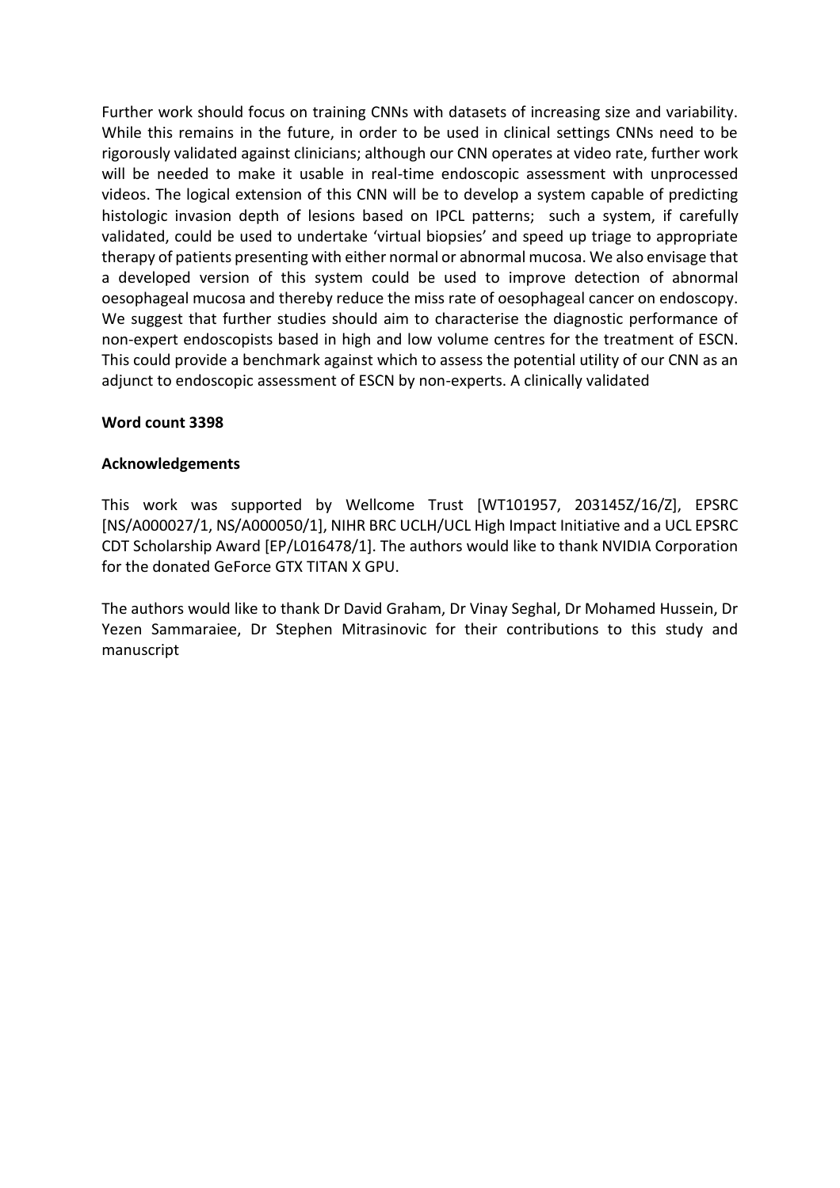Further work should focus on training CNNs with datasets of increasing size and variability. While this remains in the future, in order to be used in clinical settings CNNs need to be rigorously validated against clinicians; although our CNN operates at video rate, further work will be needed to make it usable in real-time endoscopic assessment with unprocessed videos. The logical extension of this CNN will be to develop a system capable of predicting histologic invasion depth of lesions based on IPCL patterns; such a system, if carefully validated, could be used to undertake 'virtual biopsies' and speed up triage to appropriate therapy of patients presenting with either normal or abnormal mucosa. We also envisage that a developed version of this system could be used to improve detection of abnormal oesophageal mucosa and thereby reduce the miss rate of oesophageal cancer on endoscopy. We suggest that further studies should aim to characterise the diagnostic performance of non-expert endoscopists based in high and low volume centres for the treatment of ESCN. This could provide a benchmark against which to assess the potential utility of our CNN as an adjunct to endoscopic assessment of ESCN by non-experts. A clinically validated

**Word count 3398**

**Acknowledgements**

This work was supported by Wellcome Trust [WT101957, 203145Z/16/Z], EPSRC [NS/A000027/1, NS/A000050/1], NIHR BRC UCLH/UCL High Impact Initiative and a UCL EPSRC CDT Scholarship Award [EP/L016478/1]. The authors would like to thank NVIDIA Corporation for the donated GeForce GTX TITAN X GPU.

The authors would like to thank Dr David Graham, Dr Vinay Seghal, Dr Mohamed Hussein, Dr Yezen Sammaraiee, Dr Stephen Mitrasinovic for their contributions to this study and manuscript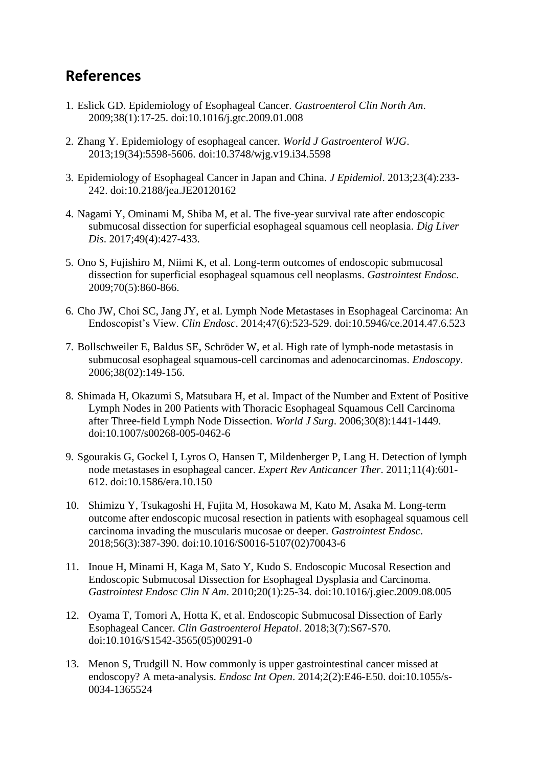## References

1. Eslick GD. Epidemiology of Esophageal Cancer. *Gastroenterol Clin North Am*. 2009;38(1):17-25. doi:10.1016/j.gtc.2009.01.008

2. Zhang Y. Epidemiology of esophageal cancer. *World J Gastroenterol WJG*. 2013;19(34):5598-5606. doi:10.3748/wjg.v19.i34.5598

3. Epidemiology of Esophageal Cancer in Japan and China. *J Epidemiol*. 2013;23(4):233-242. doi:10.2188/jea.JE20120162

4. Nagami Y, Ominami M, Shiba M, et al. The five-year survival rate after endoscopic submucosal dissection for superficial esophageal squamous cell neoplasia. *Dig Liver Dis*. 2017;49(4):427-433.

5. Ono S, Fujishiro M, Niimi K, et al. Long-term outcomes of endoscopic submucosal dissection for superficial esophageal squamous cell neoplasms. *Gastrointest Endosc*. 2009;70(5):860-866.

6. Cho JW, Choi SC, Jang JY, et al. Lymph Node Metastases in Esophageal Carcinoma: An Endoscopist's View. *Clin Endosc*. 2014;47(6):523-529. doi:10.5946/ce.2014.47.6.523

7. Bollschweiler E, Baldus SE, Schröder W, et al. High rate of lymph-node metastasis in submucosal esophageal squamous-cell carcinomas and adenocarcinomas. *Endoscopy*. 2006;38(02):149-156.

8. Shimada H, Okazumi S, Matsubara H, et al. Impact of the Number and Extent of Positive Lymph Nodes in 200 Patients with Thoracic Esophageal Squamous Cell Carcinoma after Three-field Lymph Node Dissection. *World J Surg*. 2006;30(8):1441-1449. doi:10.1007/s00268-005-0462-6

9. Sgourakis G, Gockel I, Lyros O, Hansen T, Mildenberger P, Lang H. Detection of lymph node metastases in esophageal cancer. *Expert Rev Anticancer Ther*. 2011;11(4):601-612. doi:10.1586/era.10.150

10. Shimizu Y, Tsukagoshi H, Fujita M, Hosokawa M, Kato M, Asaka M. Long-term outcome after endoscopic mucosal resection in patients with esophageal squamous cell carcinoma invading the muscularis mucosae or deeper. *Gastrointest Endosc*. 2018;56(3):387-390. doi:10.1016/S0016-5107(02)70043-6

11. Inoue H, Minami H, Kaga M, Sato Y, Kudo S. Endoscopic Mucosal Resection and Endoscopic Submucosal Dissection for Esophageal Dysplasia and Carcinoma. *Gastrointest Endosc Clin N Am*. 2010;20(1):25-34. doi:10.1016/j.giec.2009.08.005

12. Oyama T, Tomori A, Hotta K, et al. Endoscopic Submucosal Dissection of Early Esophageal Cancer. *Clin Gastroenterol Hepatol*. 2018;3(7):S67-S70. doi:10.1016/S1542-3565(05)00291-0

13. Menon S, Trudgill N. How commonly is upper gastrointestinal cancer missed at endoscopy? A meta-analysis. *Endosc Int Open*. 2014;2(2):E46-E50. doi:10.1055/s-0034-1365524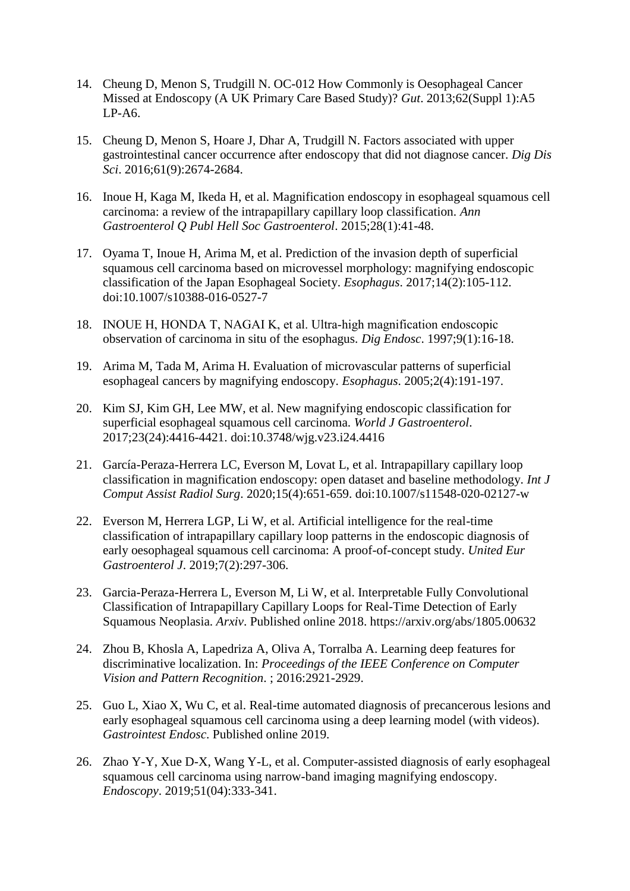14. Cheung D, Menon S, Trudgill N. OC-012 How Commonly is Oesophageal Cancer Missed at Endoscopy (A UK Primary Care Based Study)? *Gut*. 2013;62(Suppl 1):A5 LP-A6.

15. Cheung D, Menon S, Hoare J, Dhar A, Trudgill N. Factors associated with upper gastrointestinal cancer occurrence after endoscopy that did not diagnose cancer. *Dig Dis Sci*. 2016;61(9):2674-2684.

16. Inoue H, Kaga M, Ikeda H, et al. Magnification endoscopy in esophageal squamous cell carcinoma: a review of the intrapapillary capillary loop classification. *Ann Gastroenterol Q Publ Hell Soc Gastroenterol*. 2015;28(1):41-48.

17. Oyama T, Inoue H, Arima M, et al. Prediction of the invasion depth of superficial squamous cell carcinoma based on microvessel morphology: magnifying endoscopic classification of the Japan Esophageal Society. *Esophagus*. 2017;14(2):105-112. doi:10.1007/s10388-016-0527-7

18. INOUE H, HONDA T, NAGAI K, et al. Ultra-high magnification endoscopic observation of carcinoma in situ of the esophagus. *Dig Endosc*. 1997;9(1):16-18.

19. Arima M, Tada M, Arima H. Evaluation of microvascular patterns of superficial esophageal cancers by magnifying endoscopy. *Esophagus*. 2005;2(4):191-197.

20. Kim SJ, Kim GH, Lee MW, et al. New magnifying endoscopic classification for superficial esophageal squamous cell carcinoma. *World J Gastroenterol*. 2017;23(24):4416-4421. doi:10.3748/wjg.v23.i24.4416

21. García-Peraza-Herrera LC, Everson M, Lovat L, et al. Intrapapillary capillary loop classification in magnification endoscopy: open dataset and baseline methodology. *Int J Comput Assist Radiol Surg*. 2020;15(4):651-659. doi:10.1007/s11548-020-02127-w

22. Everson M, Herrera LGP, Li W, et al. Artificial intelligence for the real-time classification of intrapapillary capillary loop patterns in the endoscopic diagnosis of early oesophageal squamous cell carcinoma: A proof-of-concept study. *United Eur Gastroenterol J*. 2019;7(2):297-306.

23. Garcia-Peraza-Herrera L, Everson M, Li W, et al. Interpretable Fully Convolutional Classification of Intrapapillary Capillary Loops for Real-Time Detection of Early Squamous Neoplasia. *Arxiv*. Published online 2018. https://arxiv.org/abs/1805.00632

24. Zhou B, Khosla A, Lapedriza A, Oliva A, Torralba A. Learning deep features for discriminative localization. In: *Proceedings of the IEEE Conference on Computer Vision and Pattern Recognition*. ; 2016:2921-2929.

25. Guo L, Xiao X, Wu C, et al. Real-time automated diagnosis of precancerous lesions and early esophageal squamous cell carcinoma using a deep learning model (with videos). *Gastrointest Endosc*. Published online 2019.

26. Zhao Y-Y, Xue D-X, Wang Y-L, et al. Computer-assisted diagnosis of early esophageal squamous cell carcinoma using narrow-band imaging magnifying endoscopy. *Endoscopy*. 2019;51(04):333-341.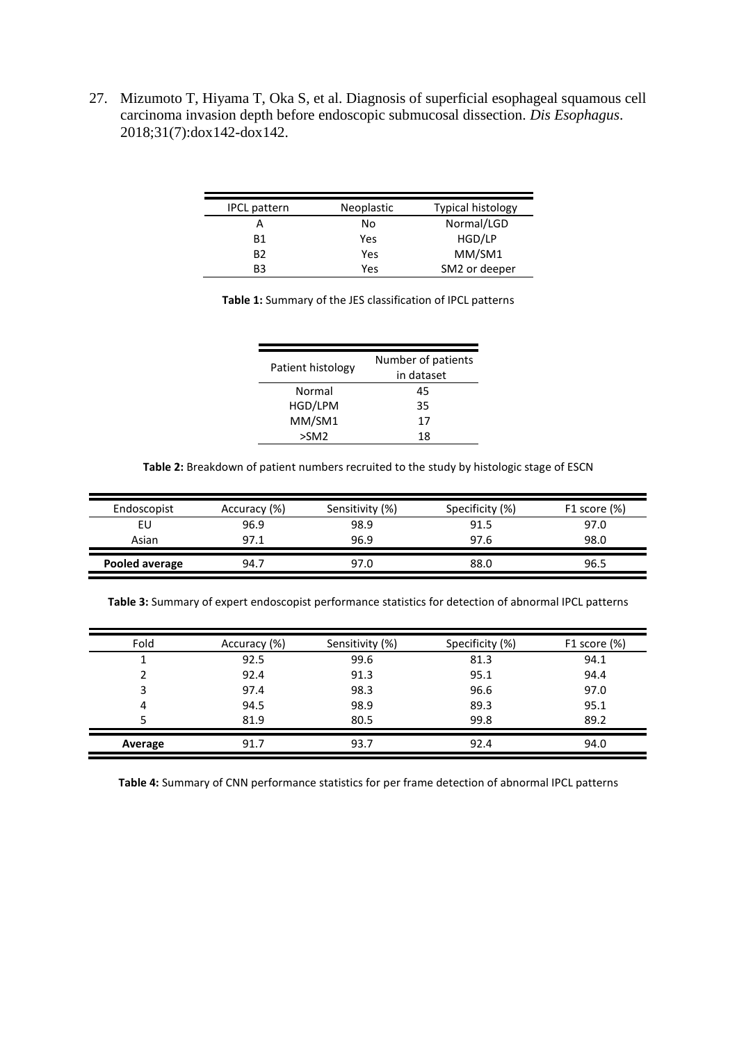27. Mizumoto T, Hiyama T, Oka S, et al. Diagnosis of superficial esophageal squamous cell carcinoma invasion depth before endoscopic submucosal dissection. *Dis Esophagus*. 2018;31(7):dox142-dox142.

| IPCL pattern | Neoplastic | Typical histology |
|---|---|---|
| A | No | Normal/LGD |
| B1 | Yes | HGD/LP |
| B2 | Yes | MM/SM1 |
| B3 | Yes | SM2 or deeper |

**Table 1:** Summary of the JES classification of IPCL patterns

| Patient histology | Number of patients in dataset |
|---|---|
| Normal | 45 |
| HGD/LPM | 35 |
| MM/SM1 | 17 |
| >SM2 | 18 |

**Table 2:** Breakdown of patient numbers recruited to the study by histologic stage of ESCN

| Endoscopist | Accuracy (%) | Sensitivity (%) | Specificity (%) | F1 score (%) |
|---|---|---|---|---|
| EU | 96.9 | 98.9 | 91.5 | 97.0 |
| Asian | 97.1 | 96.9 | 97.6 | 98.0 |
| **Pooled average** | 94.7 | 97.0 | 88.0 | 96.5 |

**Table 3:** Summary of expert endoscopist performance statistics for detection of abnormal IPCL patterns

| Fold | Accuracy (%) | Sensitivity (%) | Specificity (%) | F1 score (%) |
|---|---|---|---|---|
| 1 | 92.5 | 99.6 | 81.3 | 94.1 |
| 2 | 92.4 | 91.3 | 95.1 | 94.4 |
| 3 | 97.4 | 98.3 | 96.6 | 97.0 |
| 4 | 94.5 | 98.9 | 89.3 | 95.1 |
| 5 | 81.9 | 80.5 | 99.8 | 89.2 |
| **Average** | 91.7 | 93.7 | 92.4 | 94.0 |

**Table 4:** Summary of CNN performance statistics for per frame detection of abnormal IPCL patterns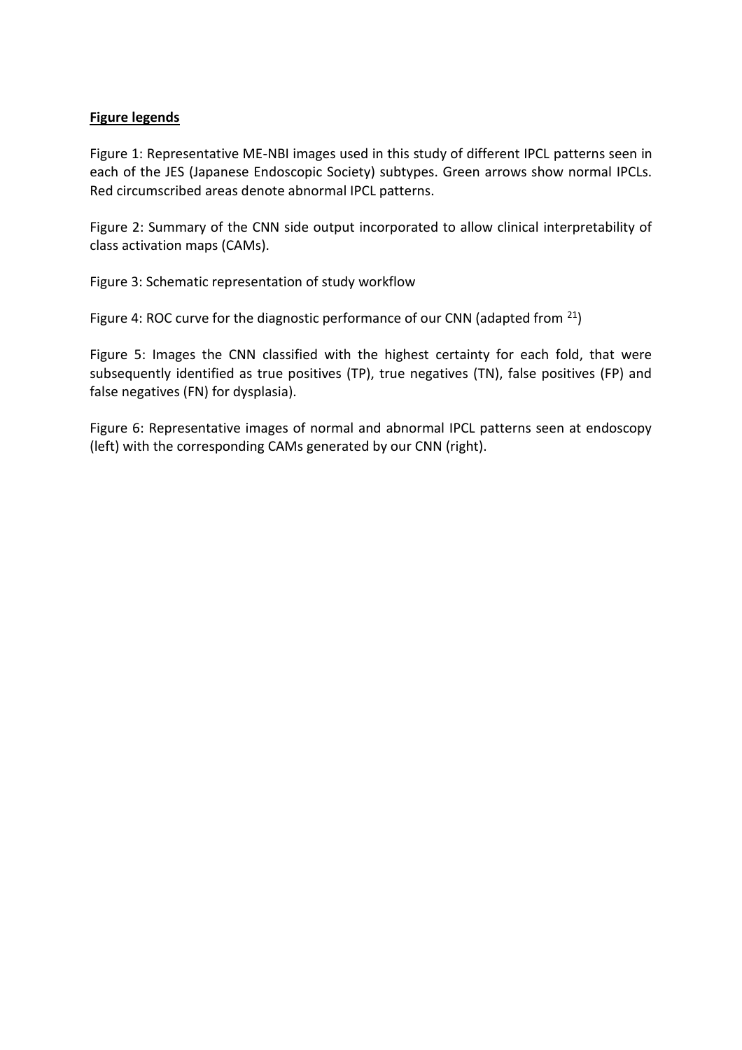**Figure legends**

Figure 1: Representative ME-NBI images used in this study of different IPCL patterns seen in each of the JES (Japanese Endoscopic Society) subtypes. Green arrows show normal IPCLs. Red circumscribed areas denote abnormal IPCL patterns.

Figure 2: Summary of the CNN side output incorporated to allow clinical interpretability of class activation maps (CAMs).

Figure 3: Schematic representation of study workflow

Figure 4: ROC curve for the diagnostic performance of our CNN (adapted from [21])

Figure 5: Images the CNN classified with the highest certainty for each fold, that were subsequently identified as true positives (TP), true negatives (TN), false positives (FP) and false negatives (FN) for dysplasia).

Figure 6: Representative images of normal and abnormal IPCL patterns seen at endoscopy (left) with the corresponding CAMs generated by our CNN (right).